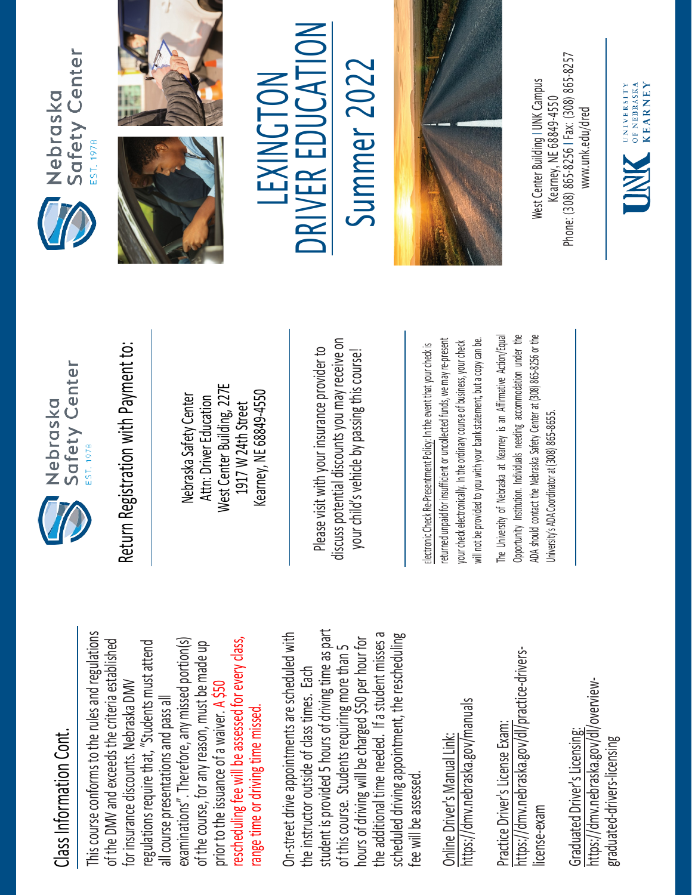## Class Information Cont.

This course conforms to the rules and regulations of the DMV and exceeds the criteria established for insurance discounts. Nebraska DMV regulations require that, "Students must attend all course presentations and pass all examinations". Therefore, any missed portion(s) of the course, for any reason, must be made up prior to the issuance of a waiver. A $50 rescheduling fee will be assessed for every class, range time or driving time missed.

On-street drive appointments are scheduled with the instructor outside of class times. Each student is provided 5 hours of driving time as part of this course. Students requiring more than 5 hours of driving will be charged $50 per hour for the additional time needed. If a student misses a scheduled driving appointment, the rescheduling fee will be assessed.

Online Driver's Manual Link:
https://dmv.nebraska.gov/manuals

Practice Driver's License Exam:
https://dmv.nebraska.gov/dl/practice-drivers-license-exam

Graduated Driver's Licensing:
https://dmv.nebraska.gov/dl/overview-graduated-drivers-licensing

Nebraska Safety Center
EST. 1978

## Return Registration with Payment to:

Nebraska Safety Center
Attn: Driver Education
West Center Building, 227E
1917 W 24th Street
Kearney, NE 68849-4550

Please visit with your insurance provider to discuss potential discounts you may receive on your child's vehicle by passing this course!

Electronic Check Re-Presentment Policy: In the event that your check is returned unpaid for insufficient or uncollected funds, we may re-present your check electronically. In the ordinary course of business, your check will not be provided to you with your bank statement, but a copy can be.

The University of Nebraska at Kearney is an Affirmative Action/Equal Opportunity Institution. Individuals needing accommodation under the ADA should contact the Nebraska Safety Center at (308) 865-8256 or the University's ADA Coordinator at (308) 865-8655.

Nebraska Safety Center
EST. 1978

# LEXINGTON DRIVER EDUCATION
# Summer 2022

West Center Building | UNK Campus
Kearney, NE 68849-4550
Phone: (308) 865-8256 | Fax: (308) 865-8257
www.unk.edu/dred

UNK University of Nebraska Kearney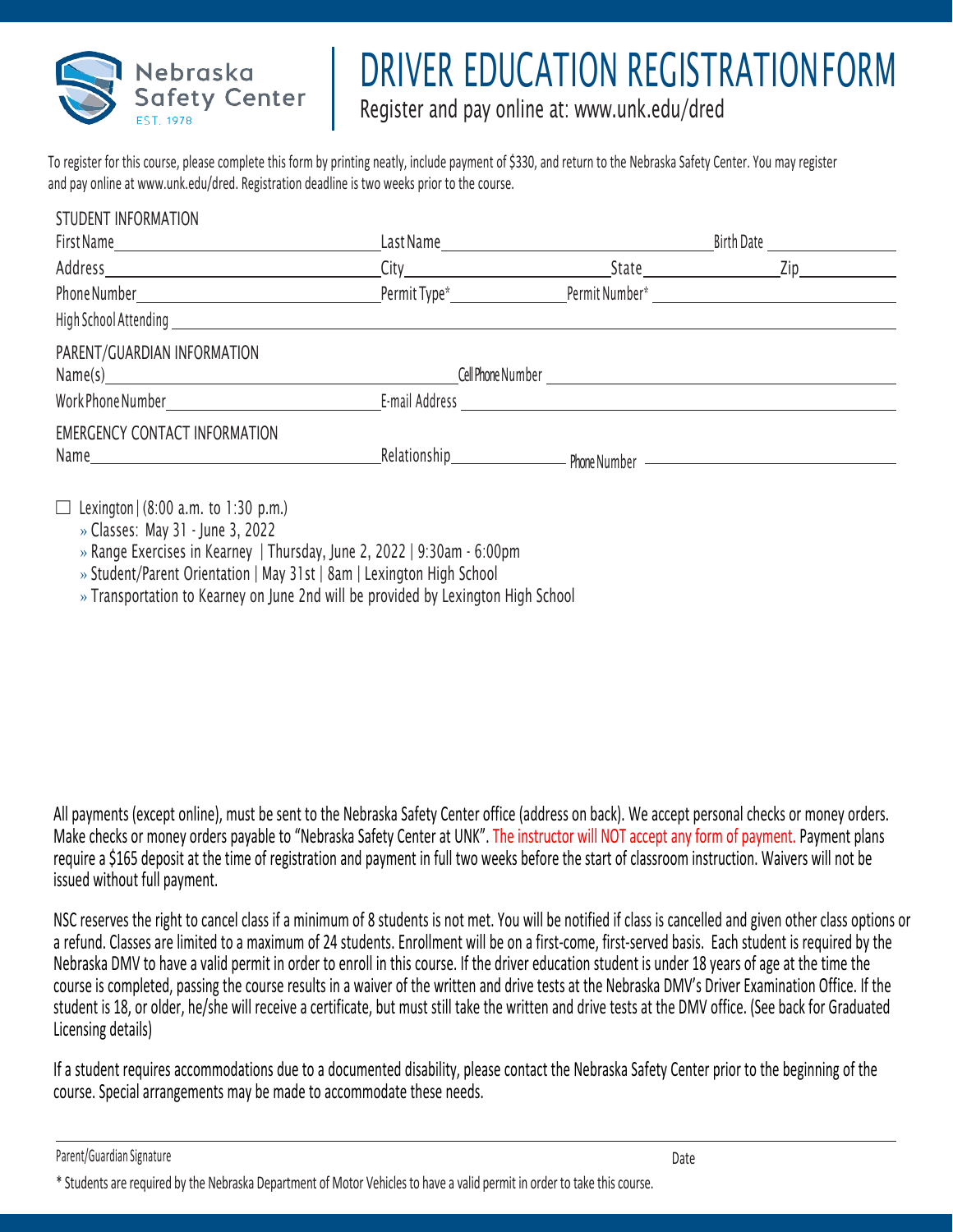Nebraska Safety Center
EST. 1978

# DRIVER EDUCATION REGISTRATION FORM

Register and pay online at: www.unk.edu/dred

To register for this course, please complete this form by printing neatly, include payment of $330, and return to the Nebraska Safety Center. You may register and pay online at www.unk.edu/dred. Registration deadline is two weeks prior to the course.

## STUDENT INFORMATION

First Name\_\_\_\_\_\_\_\_\_\_ Last Name\_\_\_\_\_\_\_\_\_\_ Birth Date\_\_\_\_\_\_\_\_\_\_

Address\_\_\_\_\_\_\_\_\_\_ City\_\_\_\_\_\_\_\_\_\_ State\_\_\_\_\_\_\_\_\_\_ Zip\_\_\_\_\_\_\_\_\_\_

Phone Number\_\_\_\_\_\_\_\_\_\_ Permit Type*\_\_\_\_\_\_\_\_\_\_ Permit Number*\_\_\_\_\_\_\_\_\_\_

High School Attending\_\_\_\_\_\_\_\_\_\_

## PARENT/GUARDIAN INFORMATION

Name(s)\_\_\_\_\_\_\_\_\_\_ Cell Phone Number\_\_\_\_\_\_\_\_\_\_

Work Phone Number\_\_\_\_\_\_\_\_\_\_ E-mail Address\_\_\_\_\_\_\_\_\_\_

## EMERGENCY CONTACT INFORMATION

Name\_\_\_\_\_\_\_\_\_\_ Relationship\_\_\_\_\_\_\_\_\_\_ Phone Number\_\_\_\_\_\_\_\_\_\_

☐ Lexington | (8:00 a.m. to 1:30 p.m.)

- » Classes: May 31 - June 3, 2022
- » Range Exercises in Kearney | Thursday, June 2, 2022 | 9:30am - 6:00pm
- » Student/Parent Orientation | May 31st | 8am | Lexington High School
- » Transportation to Kearney on June 2nd will be provided by Lexington High School

All payments (except online), must be sent to the Nebraska Safety Center office (address on back). We accept personal checks or money orders. Make checks or money orders payable to "Nebraska Safety Center at UNK". The instructor will NOT accept any form of payment. Payment plans require a $165 deposit at the time of registration and payment in full two weeks before the start of classroom instruction. Waivers will not be issued without full payment.

NSC reserves the right to cancel class if a minimum of 8 students is not met. You will be notified if class is cancelled and given other class options or a refund. Classes are limited to a maximum of 24 students. Enrollment will be on a first-come, first-served basis. Each student is required by the Nebraska DMV to have a valid permit in order to enroll in this course. If the driver education student is under 18 years of age at the time the course is completed, passing the course results in a waiver of the written and drive tests at the Nebraska DMV's Driver Examination Office. If the student is 18, or older, he/she will receive a certificate, but must still take the written and drive tests at the DMV office. (See back for Graduated Licensing details)

If a student requires accommodations due to a documented disability, please contact the Nebraska Safety Center prior to the beginning of the course. Special arrangements may be made to accommodate these needs.

\_\_\_\_\_\_\_\_\_\_\_\_\_\_\_\_\_\_\_\_\_\_\_\_\_\_\_\_\_\_\_\_\_\_\_\_\_\_\_\_

Parent/Guardian Signature Date

* Students are required by the Nebraska Department of Motor Vehicles to have a valid permit in order to take this course.